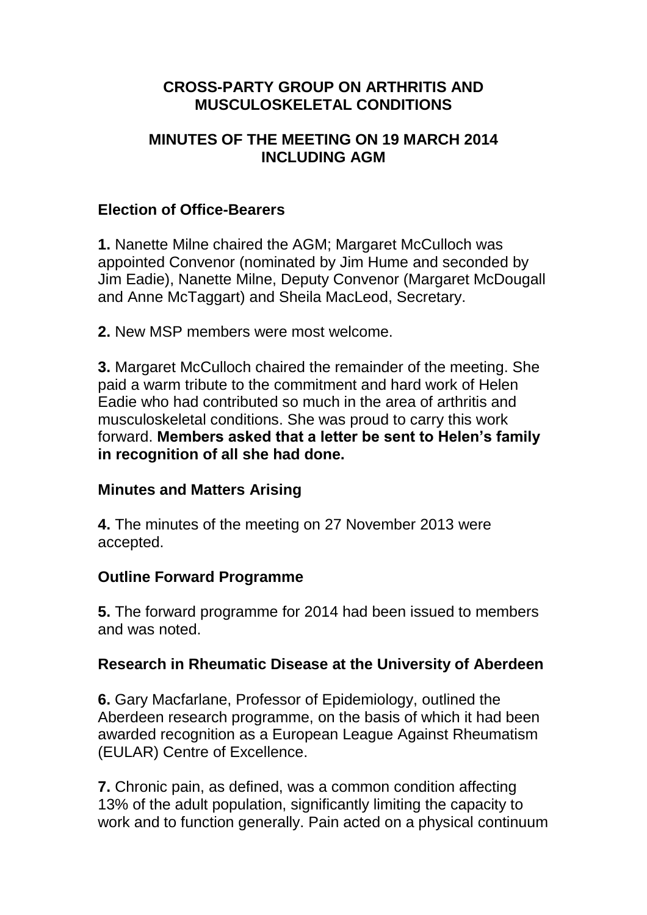# CROSS-PARTY GROUP ON ARTHRITIS AND MUSCULOSKELETAL CONDITIONS

## MINUTES OF THE MEETING ON 19 MARCH 2014 INCLUDING AGM

### Election of Office-Bearers

**1.** Nanette Milne chaired the AGM; Margaret McCulloch was appointed Convenor (nominated by Jim Hume and seconded by Jim Eadie), Nanette Milne, Deputy Convenor (Margaret McDougall and Anne McTaggart) and Sheila MacLeod, Secretary.

**2.** New MSP members were most welcome.

**3.** Margaret McCulloch chaired the remainder of the meeting. She paid a warm tribute to the commitment and hard work of Helen Eadie who had contributed so much in the area of arthritis and musculoskeletal conditions. She was proud to carry this work forward. **Members asked that a letter be sent to Helen's family in recognition of all she had done.**

### Minutes and Matters Arising

**4.** The minutes of the meeting on 27 November 2013 were accepted.

### Outline Forward Programme

**5.** The forward programme for 2014 had been issued to members and was noted.

### Research in Rheumatic Disease at the University of Aberdeen

**6.** Gary Macfarlane, Professor of Epidemiology, outlined the Aberdeen research programme, on the basis of which it had been awarded recognition as a European League Against Rheumatism (EULAR) Centre of Excellence.

**7.** Chronic pain, as defined, was a common condition affecting 13% of the adult population, significantly limiting the capacity to work and to function generally. Pain acted on a physical continuum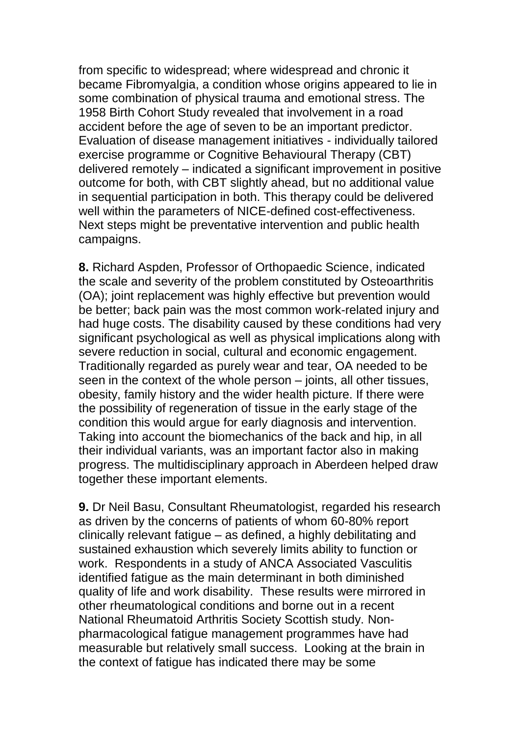from specific to widespread; where widespread and chronic it became Fibromyalgia, a condition whose origins appeared to lie in some combination of physical trauma and emotional stress. The 1958 Birth Cohort Study revealed that involvement in a road accident before the age of seven to be an important predictor. Evaluation of disease management initiatives - individually tailored exercise programme or Cognitive Behavioural Therapy (CBT) delivered remotely – indicated a significant improvement in positive outcome for both, with CBT slightly ahead, but no additional value in sequential participation in both. This therapy could be delivered well within the parameters of NICE-defined cost-effectiveness. Next steps might be preventative intervention and public health campaigns.

**8.** Richard Aspden, Professor of Orthopaedic Science, indicated the scale and severity of the problem constituted by Osteoarthritis (OA); joint replacement was highly effective but prevention would be better; back pain was the most common work-related injury and had huge costs. The disability caused by these conditions had very significant psychological as well as physical implications along with severe reduction in social, cultural and economic engagement. Traditionally regarded as purely wear and tear, OA needed to be seen in the context of the whole person – joints, all other tissues, obesity, family history and the wider health picture. If there were the possibility of regeneration of tissue in the early stage of the condition this would argue for early diagnosis and intervention. Taking into account the biomechanics of the back and hip, in all their individual variants, was an important factor also in making progress. The multidisciplinary approach in Aberdeen helped draw together these important elements.

**9.** Dr Neil Basu, Consultant Rheumatologist, regarded his research as driven by the concerns of patients of whom 60-80% report clinically relevant fatigue – as defined, a highly debilitating and sustained exhaustion which severely limits ability to function or work. Respondents in a study of ANCA Associated Vasculitis identified fatigue as the main determinant in both diminished quality of life and work disability. These results were mirrored in other rheumatological conditions and borne out in a recent National Rheumatoid Arthritis Society Scottish study. Non-pharmacological fatigue management programmes have had measurable but relatively small success. Looking at the brain in the context of fatigue has indicated there may be some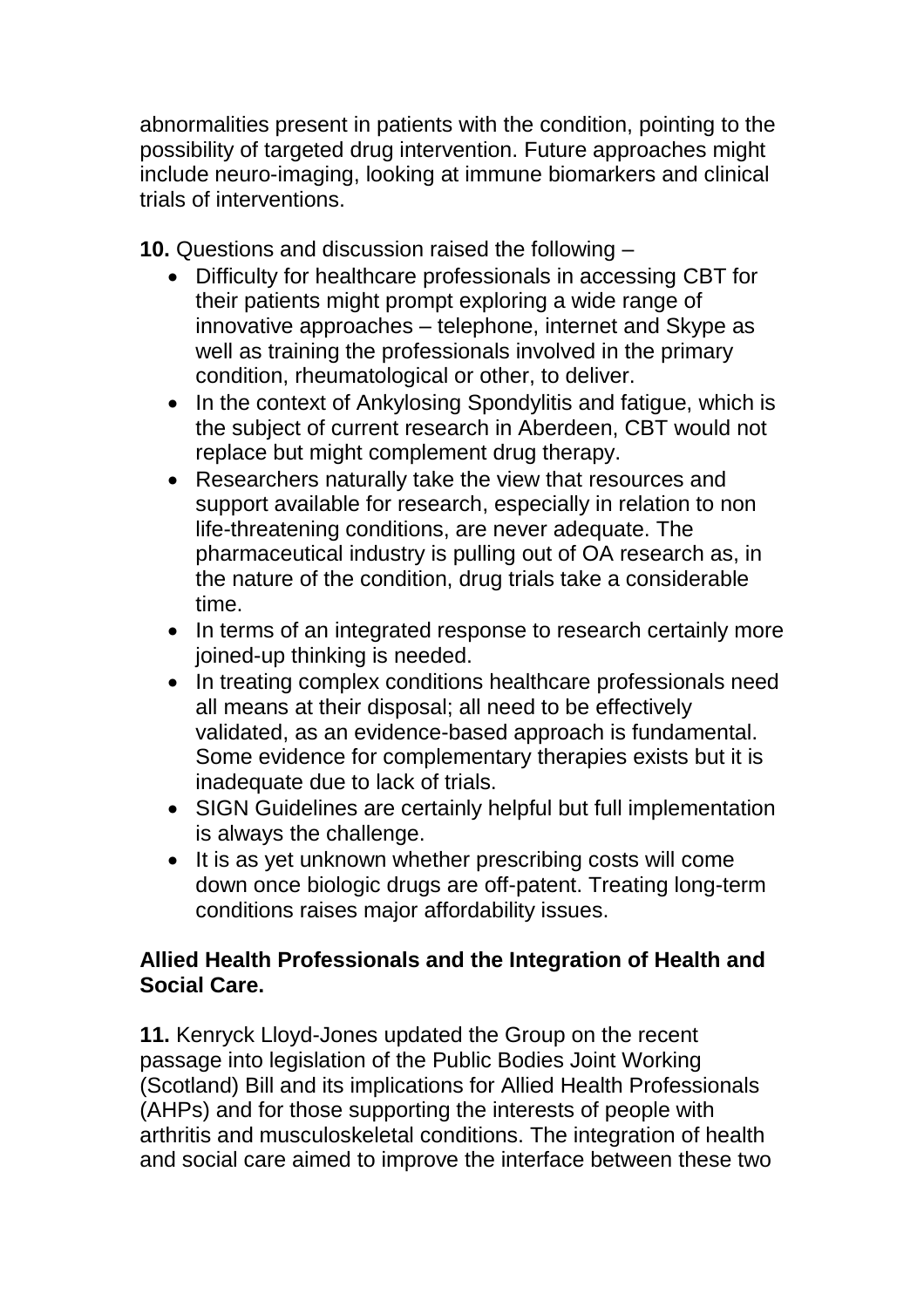abnormalities present in patients with the condition, pointing to the possibility of targeted drug intervention. Future approaches might include neuro-imaging, looking at immune biomarkers and clinical trials of interventions.

**10.** Questions and discussion raised the following –

- Difficulty for healthcare professionals in accessing CBT for their patients might prompt exploring a wide range of innovative approaches – telephone, internet and Skype as well as training the professionals involved in the primary condition, rheumatological or other, to deliver.
- In the context of Ankylosing Spondylitis and fatigue, which is the subject of current research in Aberdeen, CBT would not replace but might complement drug therapy.
- Researchers naturally take the view that resources and support available for research, especially in relation to non life-threatening conditions, are never adequate. The pharmaceutical industry is pulling out of OA research as, in the nature of the condition, drug trials take a considerable time.
- In terms of an integrated response to research certainly more joined-up thinking is needed.
- In treating complex conditions healthcare professionals need all means at their disposal; all need to be effectively validated, as an evidence-based approach is fundamental. Some evidence for complementary therapies exists but it is inadequate due to lack of trials.
- SIGN Guidelines are certainly helpful but full implementation is always the challenge.
- It is as yet unknown whether prescribing costs will come down once biologic drugs are off-patent. Treating long-term conditions raises major affordability issues.

**Allied Health Professionals and the Integration of Health and Social Care.**

**11.** Kenryck Lloyd-Jones updated the Group on the recent passage into legislation of the Public Bodies Joint Working (Scotland) Bill and its implications for Allied Health Professionals (AHPs) and for those supporting the interests of people with arthritis and musculoskeletal conditions. The integration of health and social care aimed to improve the interface between these two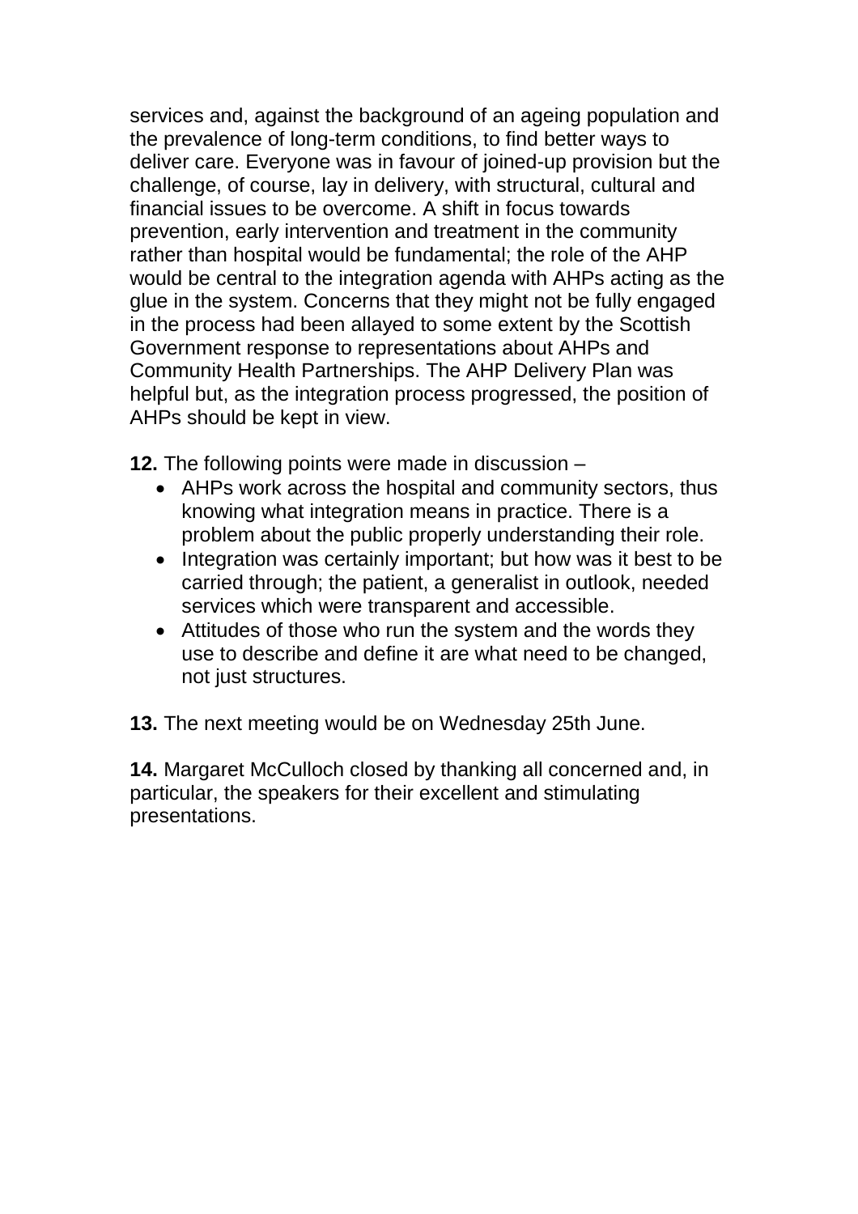services and, against the background of an ageing population and the prevalence of long-term conditions, to find better ways to deliver care. Everyone was in favour of joined-up provision but the challenge, of course, lay in delivery, with structural, cultural and financial issues to be overcome. A shift in focus towards prevention, early intervention and treatment in the community rather than hospital would be fundamental; the role of the AHP would be central to the integration agenda with AHPs acting as the glue in the system. Concerns that they might not be fully engaged in the process had been allayed to some extent by the Scottish Government response to representations about AHPs and Community Health Partnerships. The AHP Delivery Plan was helpful but, as the integration process progressed, the position of AHPs should be kept in view.

**12.** The following points were made in discussion –

- AHPs work across the hospital and community sectors, thus knowing what integration means in practice. There is a problem about the public properly understanding their role.
- Integration was certainly important; but how was it best to be carried through; the patient, a generalist in outlook, needed services which were transparent and accessible.
- Attitudes of those who run the system and the words they use to describe and define it are what need to be changed, not just structures.

**13.** The next meeting would be on Wednesday 25th June.

**14.** Margaret McCulloch closed by thanking all concerned and, in particular, the speakers for their excellent and stimulating presentations.